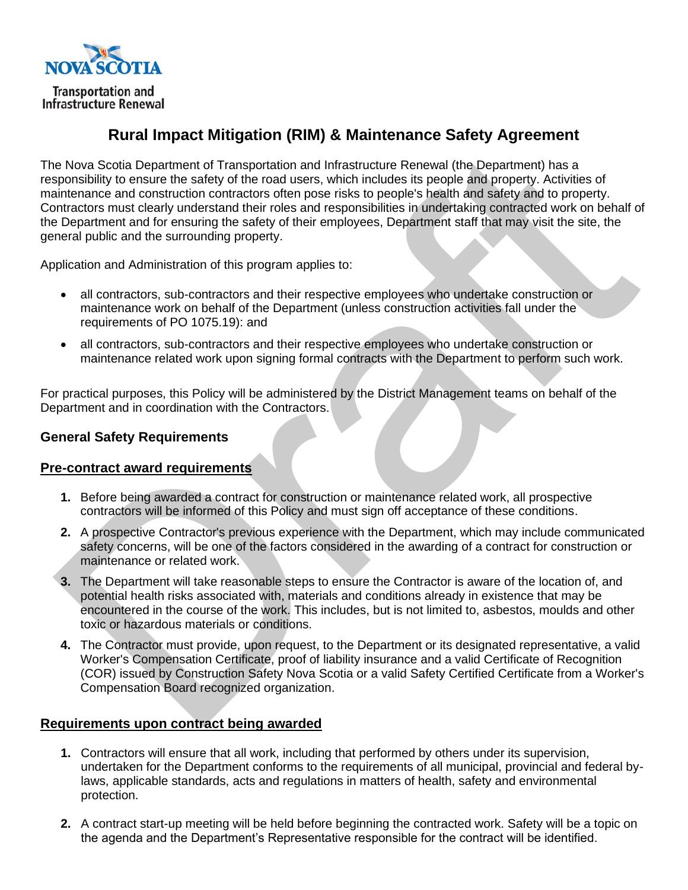**Transportation and Infrastructure Renewal**

# Rural Impact Mitigation (RIM) & Maintenance Safety Agreement

The Nova Scotia Department of Transportation and Infrastructure Renewal (the Department) has a responsibility to ensure the safety of the road users, which includes its people and property. Activities of maintenance and construction contractors often pose risks to people's health and safety and to property. Contractors must clearly understand their roles and responsibilities in undertaking contracted work on behalf of the Department and for ensuring the safety of their employees, Department staff that may visit the site, the general public and the surrounding property.

Application and Administration of this program applies to:

- all contractors, sub-contractors and their respective employees who undertake construction or maintenance work on behalf of the Department (unless construction activities fall under the requirements of PO 1075.19): and
- all contractors, sub-contractors and their respective employees who undertake construction or maintenance related work upon signing formal contracts with the Department to perform such work.

For practical purposes, this Policy will be administered by the District Management teams on behalf of the Department and in coordination with the Contractors.

## General Safety Requirements

### Pre-contract award requirements

1. Before being awarded a contract for construction or maintenance related work, all prospective contractors will be informed of this Policy and must sign off acceptance of these conditions.
2. A prospective Contractor's previous experience with the Department, which may include communicated safety concerns, will be one of the factors considered in the awarding of a contract for construction or maintenance or related work.
3. The Department will take reasonable steps to ensure the Contractor is aware of the location of, and potential health risks associated with, materials and conditions already in existence that may be encountered in the course of the work. This includes, but is not limited to, asbestos, moulds and other toxic or hazardous materials or conditions.
4. The Contractor must provide, upon request, to the Department or its designated representative, a valid Worker's Compensation Certificate, proof of liability insurance and a valid Certificate of Recognition (COR) issued by Construction Safety Nova Scotia or a valid Safety Certified Certificate from a Worker's Compensation Board recognized organization.

### Requirements upon contract being awarded

1. Contractors will ensure that all work, including that performed by others under its supervision, undertaken for the Department conforms to the requirements of all municipal, provincial and federal by-laws, applicable standards, acts and regulations in matters of health, safety and environmental protection.
2. A contract start-up meeting will be held before beginning the contracted work. Safety will be a topic on the agenda and the Department's Representative responsible for the contract will be identified.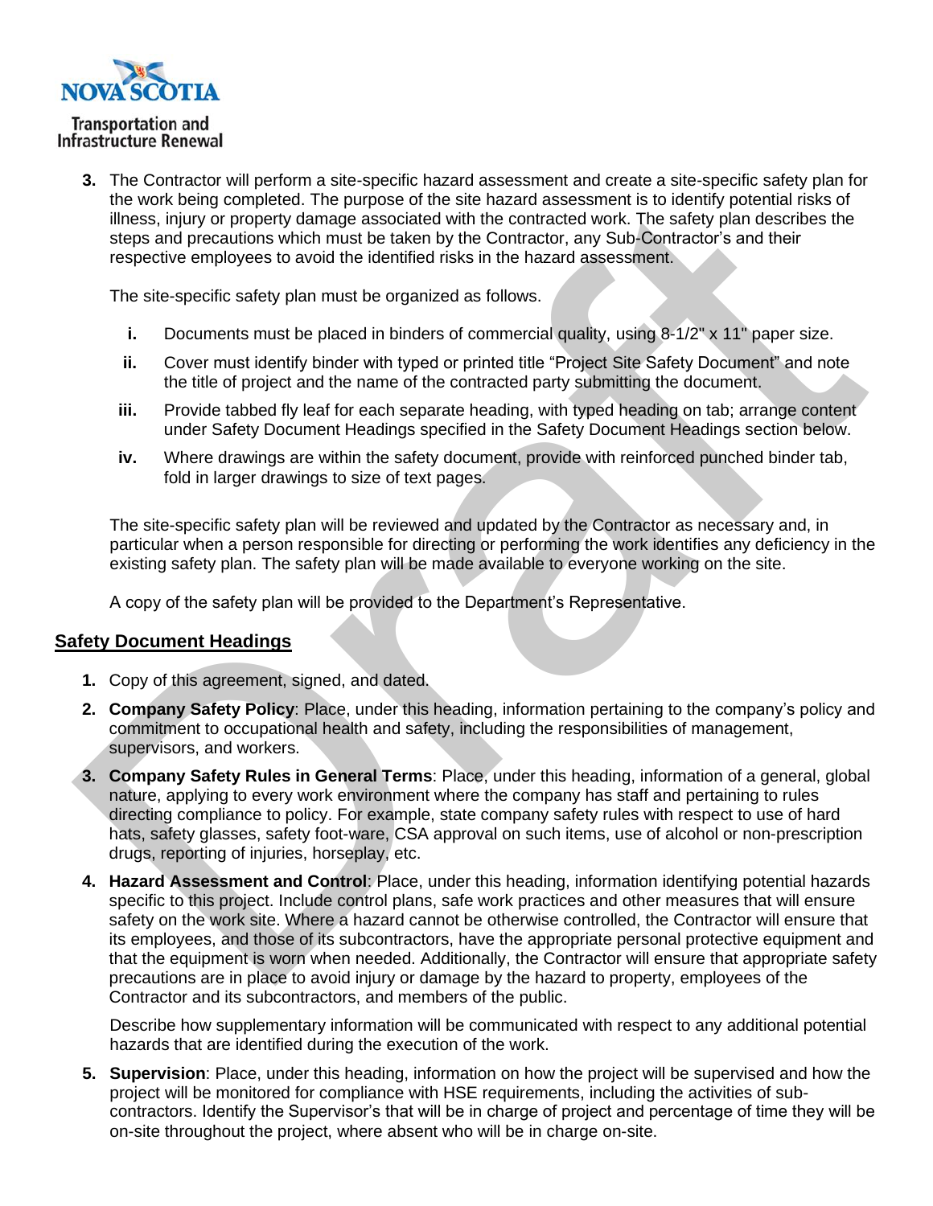3. The Contractor will perform a site-specific hazard assessment and create a site-specific safety plan for the work being completed. The purpose of the site hazard assessment is to identify potential risks of illness, injury or property damage associated with the contracted work. The safety plan describes the steps and precautions which must be taken by the Contractor, any Sub-Contractor's and their respective employees to avoid the identified risks in the hazard assessment.

   The site-specific safety plan must be organized as follows.

   i. Documents must be placed in binders of commercial quality, using 8-1/2" x 11" paper size.
   ii. Cover must identify binder with typed or printed title "Project Site Safety Document" and note the title of project and the name of the contracted party submitting the document.
   iii. Provide tabbed fly leaf for each separate heading, with typed heading on tab; arrange content under Safety Document Headings specified in the Safety Document Headings section below.
   iv. Where drawings are within the safety document, provide with reinforced punched binder tab, fold in larger drawings to size of text pages.

   The site-specific safety plan will be reviewed and updated by the Contractor as necessary and, in particular when a person responsible for directing or performing the work identifies any deficiency in the existing safety plan. The safety plan will be made available to everyone working on the site.

   A copy of the safety plan will be provided to the Department's Representative.

## Safety Document Headings

1. Copy of this agreement, signed, and dated.
2. **Company Safety Policy**: Place, under this heading, information pertaining to the company's policy and commitment to occupational health and safety, including the responsibilities of management, supervisors, and workers.
3. **Company Safety Rules in General Terms**: Place, under this heading, information of a general, global nature, applying to every work environment where the company has staff and pertaining to rules directing compliance to policy. For example, state company safety rules with respect to use of hard hats, safety glasses, safety foot-ware, CSA approval on such items, use of alcohol or non-prescription drugs, reporting of injuries, horseplay, etc.
4. **Hazard Assessment and Control**: Place, under this heading, information identifying potential hazards specific to this project. Include control plans, safe work practices and other measures that will ensure safety on the work site. Where a hazard cannot be otherwise controlled, the Contractor will ensure that its employees, and those of its subcontractors, have the appropriate personal protective equipment and that the equipment is worn when needed. Additionally, the Contractor will ensure that appropriate safety precautions are in place to avoid injury or damage by the hazard to property, employees of the Contractor and its subcontractors, and members of the public.

   Describe how supplementary information will be communicated with respect to any additional potential hazards that are identified during the execution of the work.
5. **Supervision**: Place, under this heading, information on how the project will be supervised and how the project will be monitored for compliance with HSE requirements, including the activities of sub-contractors. Identify the Supervisor's that will be in charge of project and percentage of time they will be on-site throughout the project, where absent who will be in charge on-site.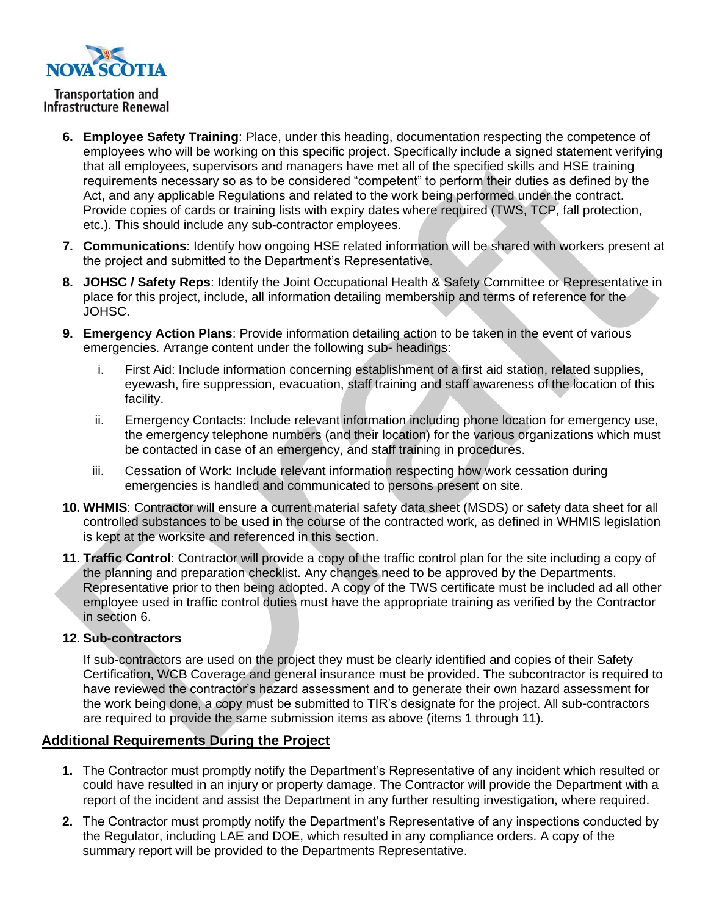6. **Employee Safety Training**: Place, under this heading, documentation respecting the competence of employees who will be working on this specific project. Specifically include a signed statement verifying that all employees, supervisors and managers have met all of the specified skills and HSE training requirements necessary so as to be considered "competent" to perform their duties as defined by the Act, and any applicable Regulations and related to the work being performed under the contract. Provide copies of cards or training lists with expiry dates where required (TWS, TCP, fall protection, etc.). This should include any sub-contractor employees.

7. **Communications**: Identify how ongoing HSE related information will be shared with workers present at the project and submitted to the Department's Representative.

8. **JOHSC / Safety Reps**: Identify the Joint Occupational Health & Safety Committee or Representative in place for this project, include, all information detailing membership and terms of reference for the JOHSC.

9. **Emergency Action Plans**: Provide information detailing action to be taken in the event of various emergencies. Arrange content under the following sub- headings:

   i. First Aid: Include information concerning establishment of a first aid station, related supplies, eyewash, fire suppression, evacuation, staff training and staff awareness of the location of this facility.

   ii. Emergency Contacts: Include relevant information including phone location for emergency use, the emergency telephone numbers (and their location) for the various organizations which must be contacted in case of an emergency, and staff training in procedures.

   iii. Cessation of Work: Include relevant information respecting how work cessation during emergencies is handled and communicated to persons present on site.

10. **WHMIS**: Contractor will ensure a current material safety data sheet (MSDS) or safety data sheet for all controlled substances to be used in the course of the contracted work, as defined in WHMIS legislation is kept at the worksite and referenced in this section.

11. **Traffic Control**: Contractor will provide a copy of the traffic control plan for the site including a copy of the planning and preparation checklist. Any changes need to be approved by the Departments. Representative prior to then being adopted. A copy of the TWS certificate must be included ad all other employee used in traffic control duties must have the appropriate training as verified by the Contractor in section 6.

12. **Sub-contractors**

    If sub-contractors are used on the project they must be clearly identified and copies of their Safety Certification, WCB Coverage and general insurance must be provided. The subcontractor is required to have reviewed the contractor's hazard assessment and to generate their own hazard assessment for the work being done, a copy must be submitted to TIR's designate for the project. All sub-contractors are required to provide the same submission items as above (items 1 through 11).

## Additional Requirements During the Project

1. The Contractor must promptly notify the Department's Representative of any incident which resulted or could have resulted in an injury or property damage. The Contractor will provide the Department with a report of the incident and assist the Department in any further resulting investigation, where required.

2. The Contractor must promptly notify the Department's Representative of any inspections conducted by the Regulator, including LAE and DOE, which resulted in any compliance orders. A copy of the summary report will be provided to the Departments Representative.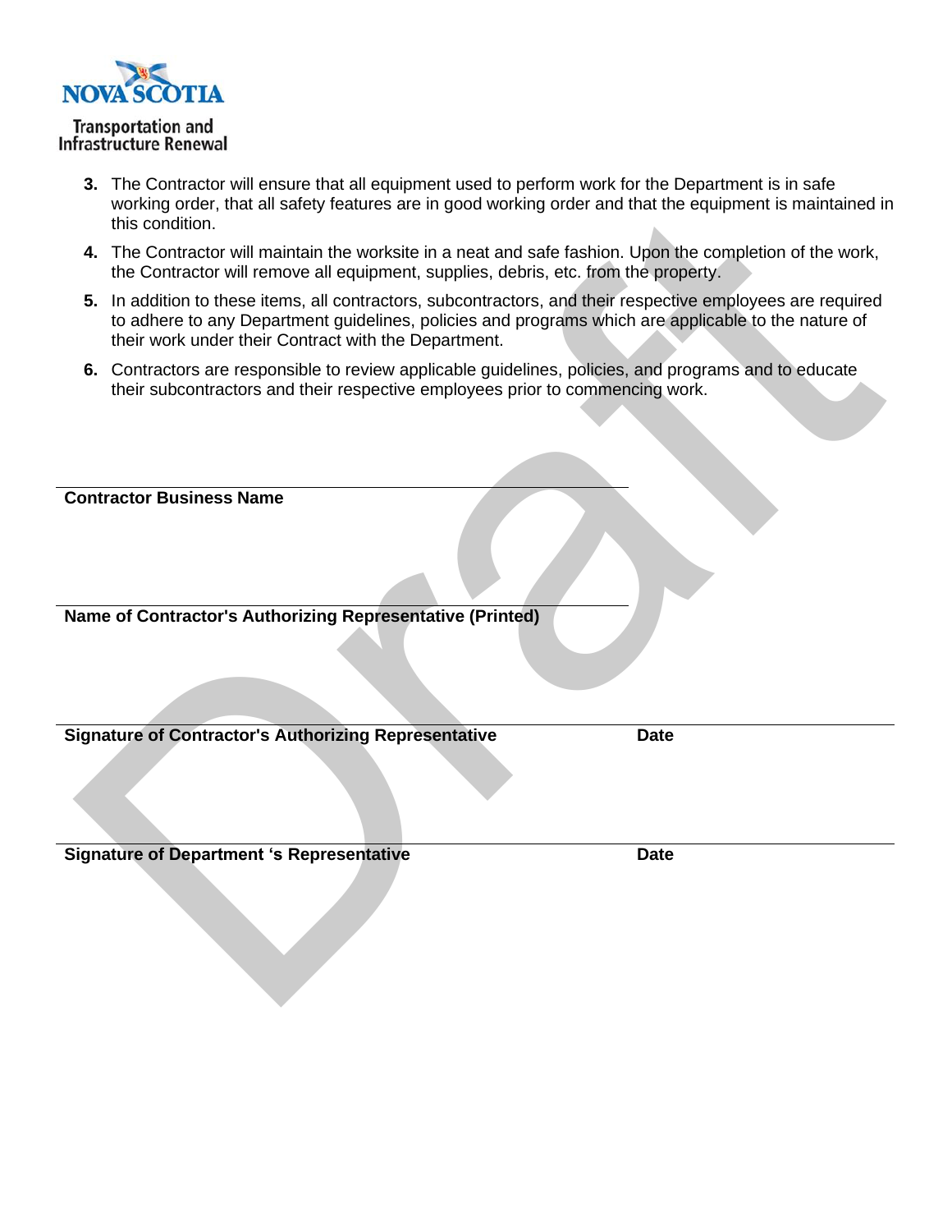3. The Contractor will ensure that all equipment used to perform work for the Department is in safe working order, that all safety features are in good working order and that the equipment is maintained in this condition.
4. The Contractor will maintain the worksite in a neat and safe fashion. Upon the completion of the work, the Contractor will remove all equipment, supplies, debris, etc. from the property.
5. In addition to these items, all contractors, subcontractors, and their respective employees are required to adhere to any Department guidelines, policies and programs which are applicable to the nature of their work under their Contract with the Department.
6. Contractors are responsible to review applicable guidelines, policies, and programs and to educate their subcontractors and their respective employees prior to commencing work.

\_\_\_\_\_\_\_\_\_\_\_\_\_\_\_\_\_\_\_\_\_\_\_\_\_\_\_\_\_\_\_\_\_\_\_\_\_\_\_\_\_\_\_\_

**Contractor Business Name**

\_\_\_\_\_\_\_\_\_\_\_\_\_\_\_\_\_\_\_\_\_\_\_\_\_\_\_\_\_\_\_\_\_\_\_\_\_\_\_\_\_\_\_\_

**Name of Contractor's Authorizing Representative (Printed)**

\_\_\_\_\_\_\_\_\_\_\_\_\_\_\_\_\_\_\_\_\_\_\_\_\_\_\_\_\_\_\_\_\_\_\_\_\_\_\_\_\_\_\_\_ \_\_\_\_\_\_\_\_\_\_\_\_\_\_\_\_\_\_\_\_

**Signature of Contractor's Authorizing Representative** **Date**

\_\_\_\_\_\_\_\_\_\_\_\_\_\_\_\_\_\_\_\_\_\_\_\_\_\_\_\_\_\_\_\_\_\_\_\_\_\_\_\_\_\_\_\_ \_\_\_\_\_\_\_\_\_\_\_\_\_\_\_\_\_\_\_\_

**Signature of Department 's Representative** **Date**